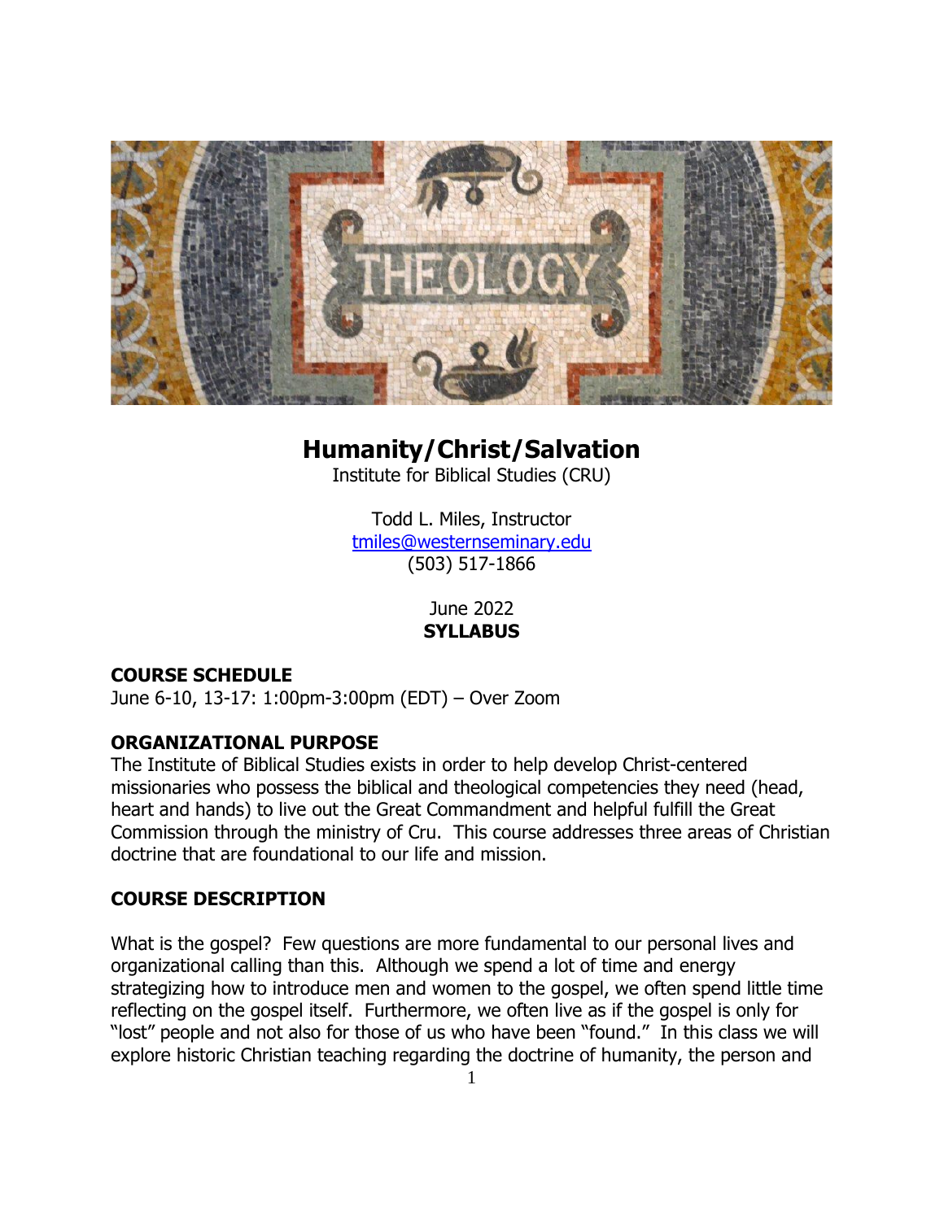# Humanity/Christ/Salvation

Institute for Biblical Studies (CRU)

Todd L. Miles, Instructor
tmiles@westernseminary.edu
(503) 517-1866

June 2022
**SYLLABUS**

## COURSE SCHEDULE

June 6-10, 13-17: 1:00pm-3:00pm (EDT) – Over Zoom

## ORGANIZATIONAL PURPOSE

The Institute of Biblical Studies exists in order to help develop Christ-centered missionaries who possess the biblical and theological competencies they need (head, heart and hands) to live out the Great Commandment and helpful fulfill the Great Commission through the ministry of Cru. This course addresses three areas of Christian doctrine that are foundational to our life and mission.

## COURSE DESCRIPTION

What is the gospel? Few questions are more fundamental to our personal lives and organizational calling than this. Although we spend a lot of time and energy strategizing how to introduce men and women to the gospel, we often spend little time reflecting on the gospel itself. Furthermore, we often live as if the gospel is only for "lost" people and not also for those of us who have been "found." In this class we will explore historic Christian teaching regarding the doctrine of humanity, the person and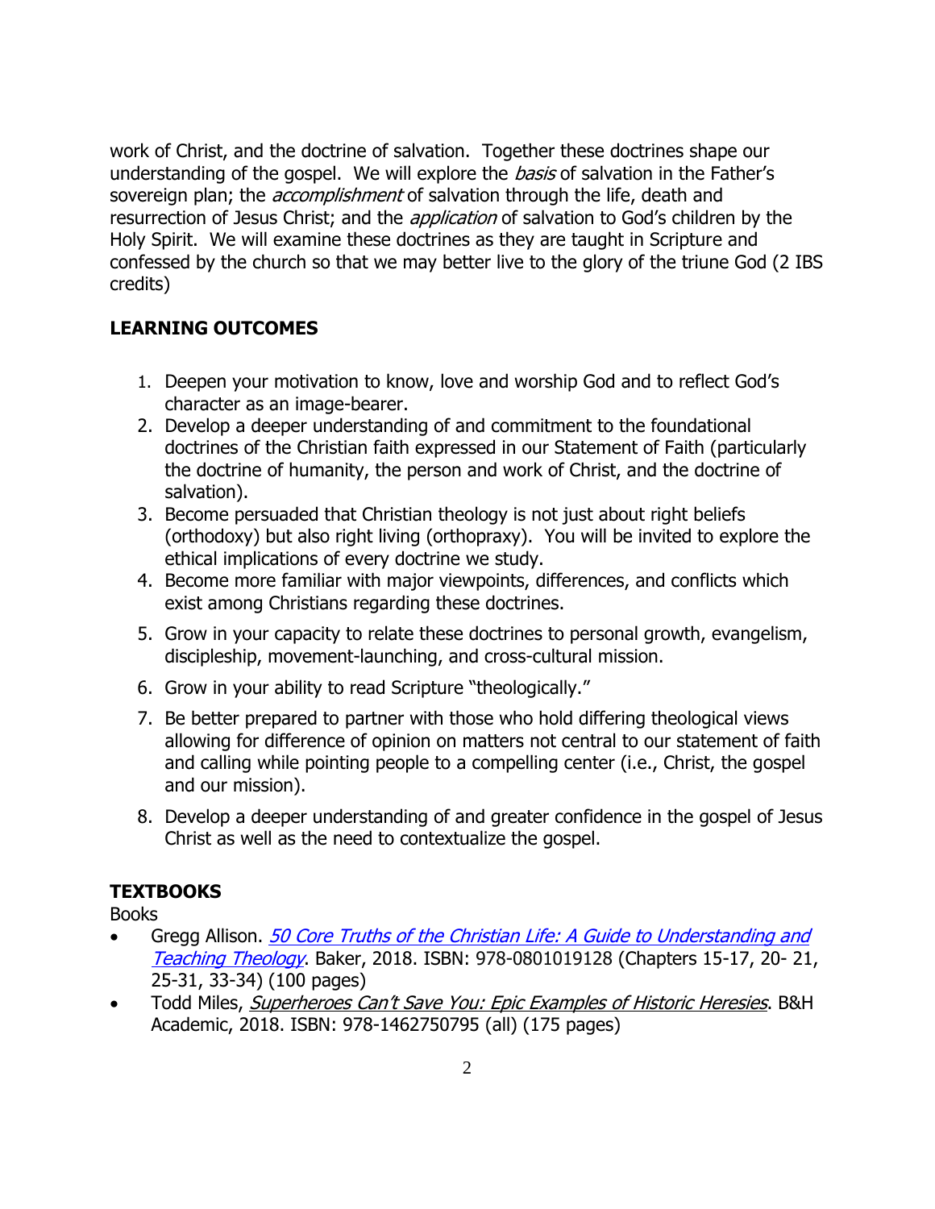work of Christ, and the doctrine of salvation. Together these doctrines shape our understanding of the gospel. We will explore the *basis* of salvation in the Father's sovereign plan; the *accomplishment* of salvation through the life, death and resurrection of Jesus Christ; and the *application* of salvation to God's children by the Holy Spirit. We will examine these doctrines as they are taught in Scripture and confessed by the church so that we may better live to the glory of the triune God (2 IBS credits)

## LEARNING OUTCOMES

1. Deepen your motivation to know, love and worship God and to reflect God's character as an image-bearer.
2. Develop a deeper understanding of and commitment to the foundational doctrines of the Christian faith expressed in our Statement of Faith (particularly the doctrine of humanity, the person and work of Christ, and the doctrine of salvation).
3. Become persuaded that Christian theology is not just about right beliefs (orthodoxy) but also right living (orthopraxy). You will be invited to explore the ethical implications of every doctrine we study.
4. Become more familiar with major viewpoints, differences, and conflicts which exist among Christians regarding these doctrines.
5. Grow in your capacity to relate these doctrines to personal growth, evangelism, discipleship, movement-launching, and cross-cultural mission.
6. Grow in your ability to read Scripture "theologically."
7. Be better prepared to partner with those who hold differing theological views allowing for difference of opinion on matters not central to our statement of faith and calling while pointing people to a compelling center (i.e., Christ, the gospel and our mission).
8. Develop a deeper understanding of and greater confidence in the gospel of Jesus Christ as well as the need to contextualize the gospel.

## TEXTBOOKS

Books

- Gregg Allison. *50 Core Truths of the Christian Life: A Guide to Understanding and Teaching Theology*. Baker, 2018. ISBN: 978-0801019128 (Chapters 15-17, 20- 21, 25-31, 33-34) (100 pages)
- Todd Miles, *Superheroes Can't Save You: Epic Examples of Historic Heresies*. B&H Academic, 2018. ISBN: 978-1462750795 (all) (175 pages)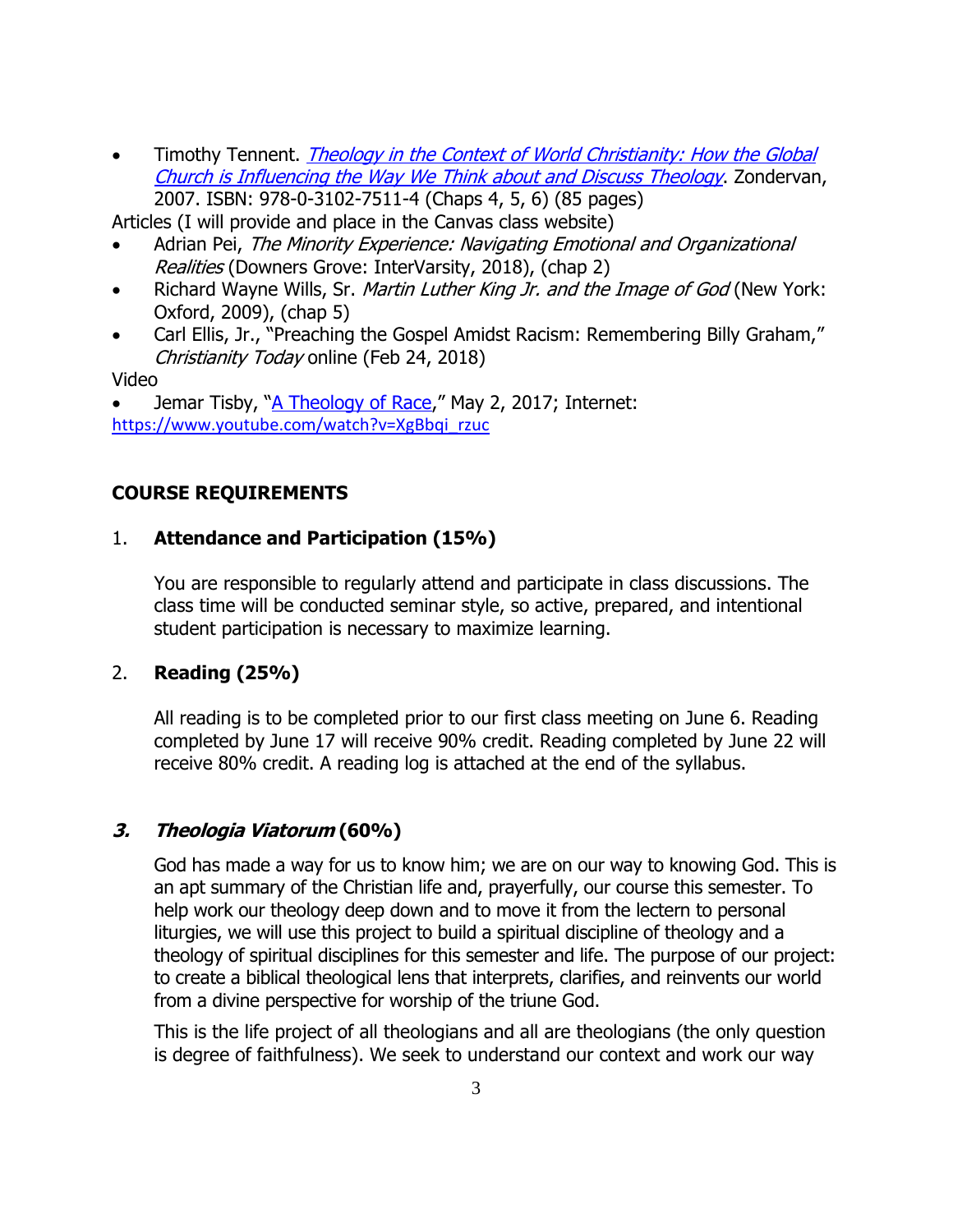- Timothy Tennent. [*Theology in the Context of World Christianity: How the Global Church is Influencing the Way We Think about and Discuss Theology*](). Zondervan, 2007. ISBN: 978-0-3102-7511-4 (Chaps 4, 5, 6) (85 pages)

Articles (I will provide and place in the Canvas class website)

- Adrian Pei, *The Minority Experience: Navigating Emotional and Organizational Realities* (Downers Grove: InterVarsity, 2018), (chap 2)
- Richard Wayne Wills, Sr. *Martin Luther King Jr. and the Image of God* (New York: Oxford, 2009), (chap 5)
- Carl Ellis, Jr., "Preaching the Gospel Amidst Racism: Remembering Billy Graham," *Christianity Today* online (Feb 24, 2018)

Video

- Jemar Tisby, "[A Theology of Race](https://www.youtube.com/watch?v=XgBbqi_rzuc)," May 2, 2017; Internet: https://www.youtube.com/watch?v=XgBbqi_rzuc

## COURSE REQUIREMENTS

### 1. Attendance and Participation (15%)

You are responsible to regularly attend and participate in class discussions. The class time will be conducted seminar style, so active, prepared, and intentional student participation is necessary to maximize learning.

### 2. Reading (25%)

All reading is to be completed prior to our first class meeting on June 6. Reading completed by June 17 will receive 90% credit. Reading completed by June 22 will receive 80% credit. A reading log is attached at the end of the syllabus.

### *3. Theologia Viatorum* (60%)

God has made a way for us to know him; we are on our way to knowing God. This is an apt summary of the Christian life and, prayerfully, our course this semester. To help work our theology deep down and to move it from the lectern to personal liturgies, we will use this project to build a spiritual discipline of theology and a theology of spiritual disciplines for this semester and life. The purpose of our project: to create a biblical theological lens that interprets, clarifies, and reinvents our world from a divine perspective for worship of the triune God.

This is the life project of all theologians and all are theologians (the only question is degree of faithfulness). We seek to understand our context and work our way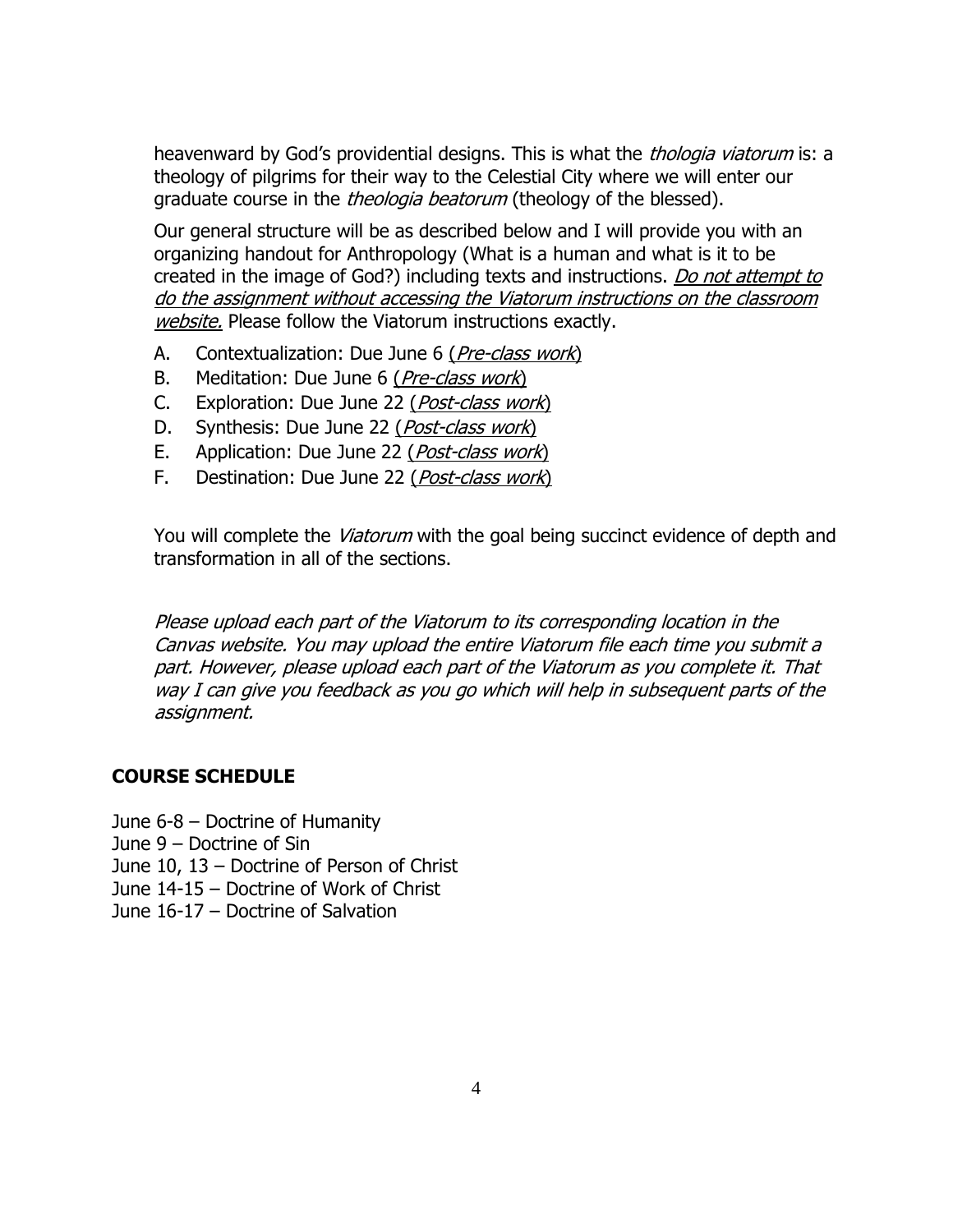heavenward by God's providential designs. This is what the *thologia viatorum* is: a theology of pilgrims for their way to the Celestial City where we will enter our graduate course in the *theologia beatorum* (theology of the blessed).

Our general structure will be as described below and I will provide you with an organizing handout for Anthropology (What is a human and what is it to be created in the image of God?) including texts and instructions. *Do not attempt to do the assignment without accessing the Viatorum instructions on the classroom website.* Please follow the Viatorum instructions exactly.

A. Contextualization: Due June 6 (*Pre-class work*)
B. Meditation: Due June 6 (*Pre-class work*)
C. Exploration: Due June 22 (*Post-class work*)
D. Synthesis: Due June 22 (*Post-class work*)
E. Application: Due June 22 (*Post-class work*)
F. Destination: Due June 22 (*Post-class work*)

You will complete the *Viatorum* with the goal being succinct evidence of depth and transformation in all of the sections.

*Please upload each part of the Viatorum to its corresponding location in the Canvas website. You may upload the entire Viatorum file each time you submit a part. However, please upload each part of the Viatorum as you complete it. That way I can give you feedback as you go which will help in subsequent parts of the assignment.*

## COURSE SCHEDULE

June 6-8 – Doctrine of Humanity
June 9 – Doctrine of Sin
June 10, 13 – Doctrine of Person of Christ
June 14-15 – Doctrine of Work of Christ
June 16-17 – Doctrine of Salvation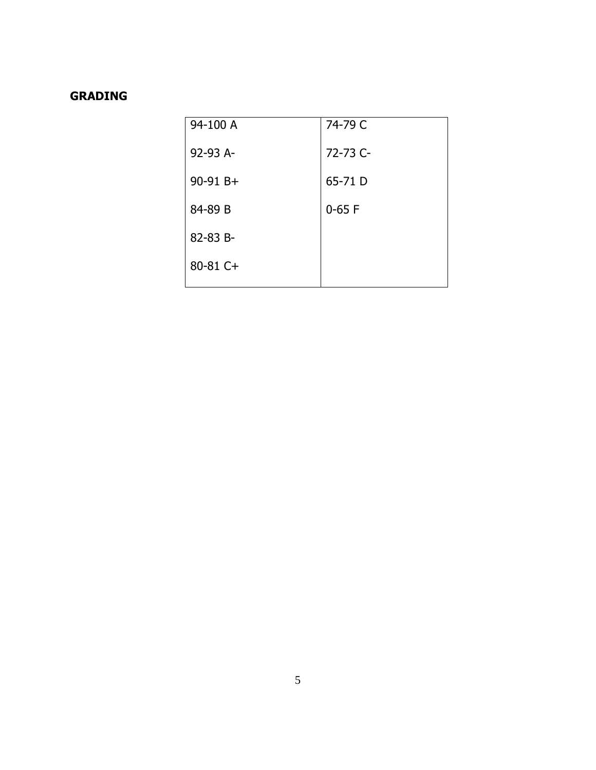**GRADING**

| 94-100 A | 74-79 C |
|---|---|
| 92-93 A- | 72-73 C- |
| 90-91 B+ | 65-71 D |
| 84-89 B | 0-65 F |
| 82-83 B- | |
| 80-81 C+ | |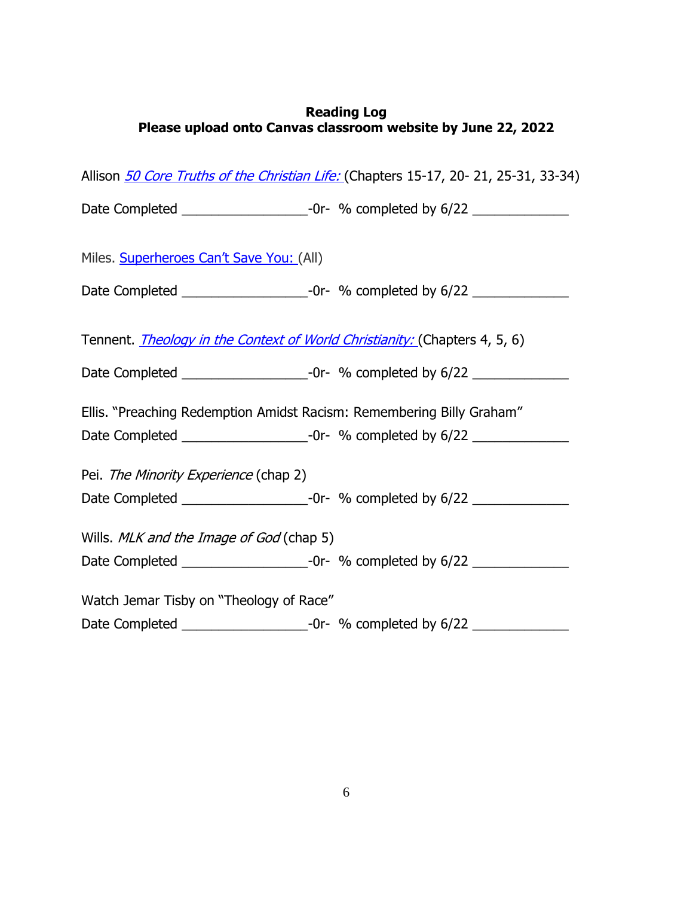**Reading Log**
**Please upload onto Canvas classroom website by June 22, 2022**

Allison *50 Core Truths of the Christian Life:* (Chapters 15-17, 20- 21, 25-31, 33-34)

Date Completed _________________-0r- % completed by 6/22 _____________

Miles. Superheroes Can't Save You: (All)

Date Completed _________________-0r- % completed by 6/22 _____________

Tennent. *Theology in the Context of World Christianity:* (Chapters 4, 5, 6)

Date Completed _________________-0r- % completed by 6/22 _____________

Ellis. "Preaching Redemption Amidst Racism: Remembering Billy Graham"

Date Completed _________________-0r- % completed by 6/22 _____________

Pei. *The Minority Experience* (chap 2)

Date Completed _________________-0r- % completed by 6/22 _____________

Wills. *MLK and the Image of God* (chap 5)

Date Completed _________________-0r- % completed by 6/22 _____________

Watch Jemar Tisby on "Theology of Race"

Date Completed _________________-0r- % completed by 6/22 _____________